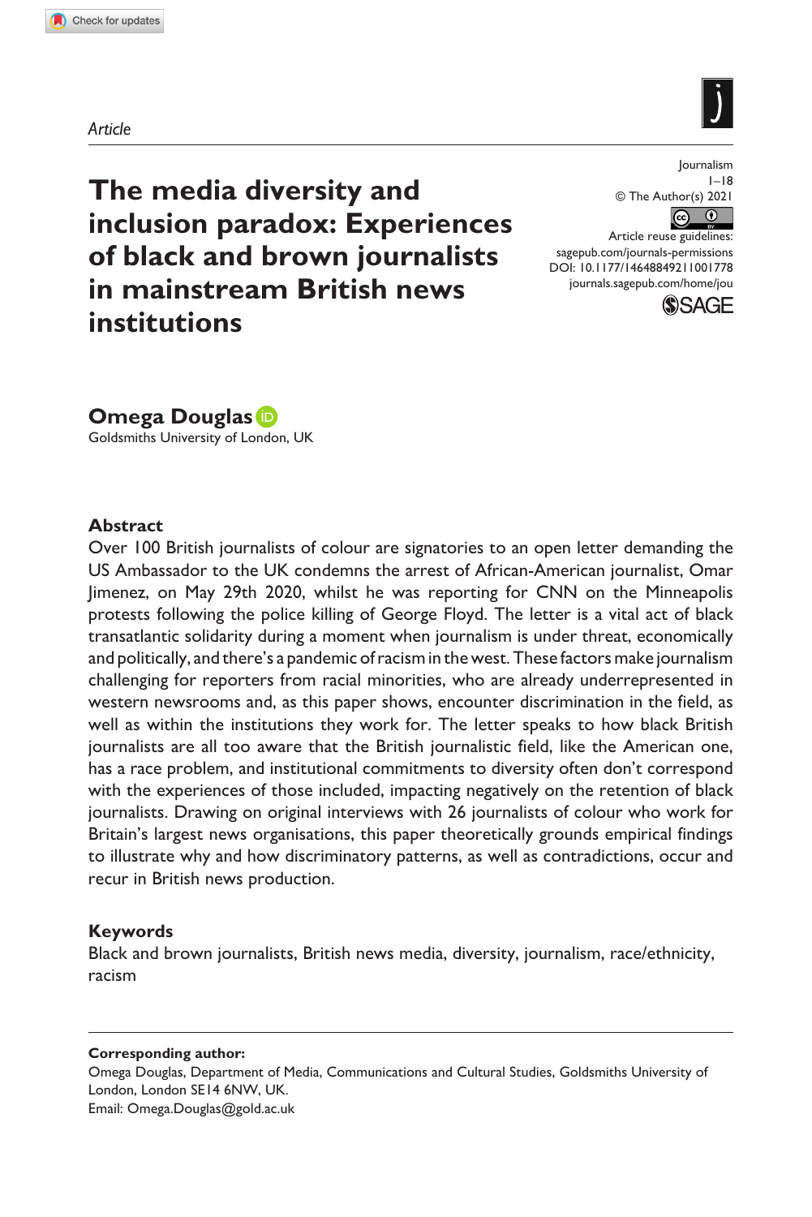*Article*

# The media diversity and inclusion paradox: Experiences of black and brown journalists in mainstream British news institutions

Journalism
1–18
© The Author(s) 2021
Article reuse guidelines:
sagepub.com/journals-permissions
DOI: 10.1177/14648849211001778
journals.sagepub.com/home/jou

**Omega Douglas**
Goldsmiths University of London, UK

## Abstract

Over 100 British journalists of colour are signatories to an open letter demanding the US Ambassador to the UK condemns the arrest of African-American journalist, Omar Jimenez, on May 29th 2020, whilst he was reporting for CNN on the Minneapolis protests following the police killing of George Floyd. The letter is a vital act of black transatlantic solidarity during a moment when journalism is under threat, economically and politically, and there's a pandemic of racism in the west. These factors make journalism challenging for reporters from racial minorities, who are already underrepresented in western newsrooms and, as this paper shows, encounter discrimination in the field, as well as within the institutions they work for. The letter speaks to how black British journalists are all too aware that the British journalistic field, like the American one, has a race problem, and institutional commitments to diversity often don't correspond with the experiences of those included, impacting negatively on the retention of black journalists. Drawing on original interviews with 26 journalists of colour who work for Britain's largest news organisations, this paper theoretically grounds empirical findings to illustrate why and how discriminatory patterns, as well as contradictions, occur and recur in British news production.

## Keywords

Black and brown journalists, British news media, diversity, journalism, race/ethnicity, racism

**Corresponding author:**
Omega Douglas, Department of Media, Communications and Cultural Studies, Goldsmiths University of London, London SE14 6NW, UK.
Email: Omega.Douglas@gold.ac.uk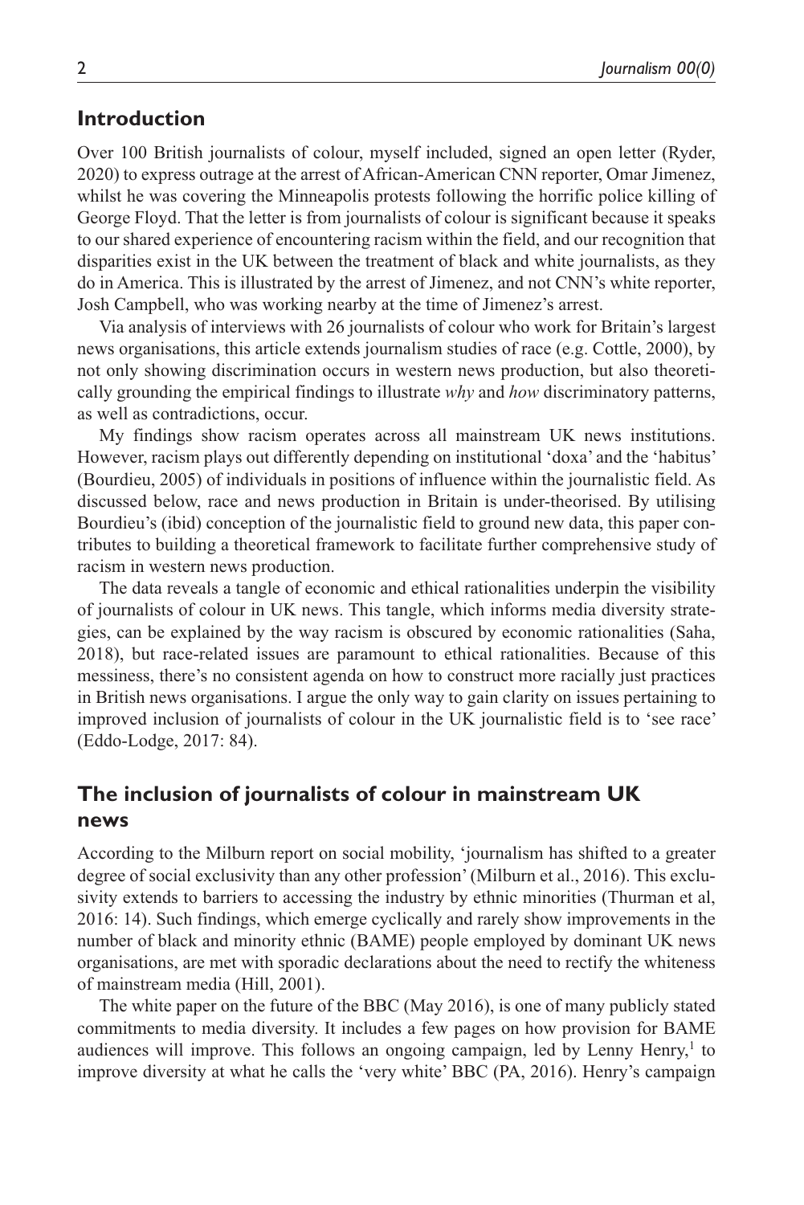## Introduction

Over 100 British journalists of colour, myself included, signed an open letter (Ryder, 2020) to express outrage at the arrest of African-American CNN reporter, Omar Jimenez, whilst he was covering the Minneapolis protests following the horrific police killing of George Floyd. That the letter is from journalists of colour is significant because it speaks to our shared experience of encountering racism within the field, and our recognition that disparities exist in the UK between the treatment of black and white journalists, as they do in America. This is illustrated by the arrest of Jimenez, and not CNN's white reporter, Josh Campbell, who was working nearby at the time of Jimenez's arrest.

Via analysis of interviews with 26 journalists of colour who work for Britain's largest news organisations, this article extends journalism studies of race (e.g. Cottle, 2000), by not only showing discrimination occurs in western news production, but also theoretically grounding the empirical findings to illustrate *why* and *how* discriminatory patterns, as well as contradictions, occur.

My findings show racism operates across all mainstream UK news institutions. However, racism plays out differently depending on institutional 'doxa' and the 'habitus' (Bourdieu, 2005) of individuals in positions of influence within the journalistic field. As discussed below, race and news production in Britain is under-theorised. By utilising Bourdieu's (ibid) conception of the journalistic field to ground new data, this paper contributes to building a theoretical framework to facilitate further comprehensive study of racism in western news production.

The data reveals a tangle of economic and ethical rationalities underpin the visibility of journalists of colour in UK news. This tangle, which informs media diversity strategies, can be explained by the way racism is obscured by economic rationalities (Saha, 2018), but race-related issues are paramount to ethical rationalities. Because of this messiness, there's no consistent agenda on how to construct more racially just practices in British news organisations. I argue the only way to gain clarity on issues pertaining to improved inclusion of journalists of colour in the UK journalistic field is to 'see race' (Eddo-Lodge, 2017: 84).

## The inclusion of journalists of colour in mainstream UK news

According to the Milburn report on social mobility, 'journalism has shifted to a greater degree of social exclusivity than any other profession' (Milburn et al., 2016). This exclusivity extends to barriers to accessing the industry by ethnic minorities (Thurman et al, 2016: 14). Such findings, which emerge cyclically and rarely show improvements in the number of black and minority ethnic (BAME) people employed by dominant UK news organisations, are met with sporadic declarations about the need to rectify the whiteness of mainstream media (Hill, 2001).

The white paper on the future of the BBC (May 2016), is one of many publicly stated commitments to media diversity. It includes a few pages on how provision for BAME audiences will improve. This follows an ongoing campaign, led by Lenny Henry,[1] to improve diversity at what he calls the 'very white' BBC (PA, 2016). Henry's campaign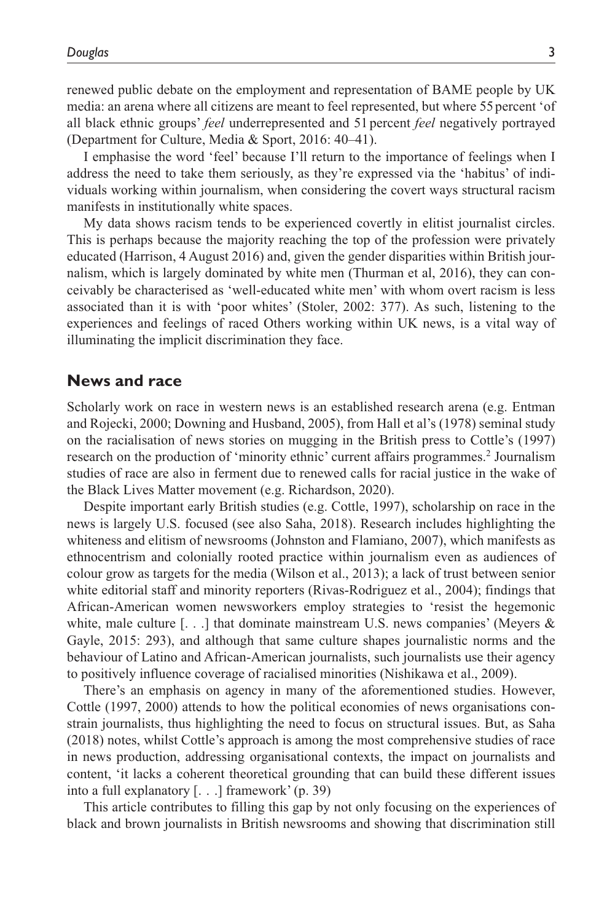renewed public debate on the employment and representation of BAME people by UK media: an arena where all citizens are meant to feel represented, but where 55 percent 'of all black ethnic groups' *feel* underrepresented and 51 percent *feel* negatively portrayed (Department for Culture, Media & Sport, 2016: 40–41).

I emphasise the word 'feel' because I'll return to the importance of feelings when I address the need to take them seriously, as they're expressed via the 'habitus' of individuals working within journalism, when considering the covert ways structural racism manifests in institutionally white spaces.

My data shows racism tends to be experienced covertly in elitist journalist circles. This is perhaps because the majority reaching the top of the profession were privately educated (Harrison, 4 August 2016) and, given the gender disparities within British journalism, which is largely dominated by white men (Thurman et al, 2016), they can conceivably be characterised as 'well-educated white men' with whom overt racism is less associated than it is with 'poor whites' (Stoler, 2002: 377). As such, listening to the experiences and feelings of raced Others working within UK news, is a vital way of illuminating the implicit discrimination they face.

## News and race

Scholarly work on race in western news is an established research arena (e.g. Entman and Rojecki, 2000; Downing and Husband, 2005), from Hall et al's (1978) seminal study on the racialisation of news stories on mugging in the British press to Cottle's (1997) research on the production of 'minority ethnic' current affairs programmes.[2] Journalism studies of race are also in ferment due to renewed calls for racial justice in the wake of the Black Lives Matter movement (e.g. Richardson, 2020).

Despite important early British studies (e.g. Cottle, 1997), scholarship on race in the news is largely U.S. focused (see also Saha, 2018). Research includes highlighting the whiteness and elitism of newsrooms (Johnston and Flamiano, 2007), which manifests as ethnocentrism and colonially rooted practice within journalism even as audiences of colour grow as targets for the media (Wilson et al., 2013); a lack of trust between senior white editorial staff and minority reporters (Rivas-Rodriguez et al., 2004); findings that African-American women newsworkers employ strategies to 'resist the hegemonic white, male culture [. . .] that dominate mainstream U.S. news companies' (Meyers & Gayle, 2015: 293), and although that same culture shapes journalistic norms and the behaviour of Latino and African-American journalists, such journalists use their agency to positively influence coverage of racialised minorities (Nishikawa et al., 2009).

There's an emphasis on agency in many of the aforementioned studies. However, Cottle (1997, 2000) attends to how the political economies of news organisations constrain journalists, thus highlighting the need to focus on structural issues. But, as Saha (2018) notes, whilst Cottle's approach is among the most comprehensive studies of race in news production, addressing organisational contexts, the impact on journalists and content, 'it lacks a coherent theoretical grounding that can build these different issues into a full explanatory [. . .] framework' (p. 39)

This article contributes to filling this gap by not only focusing on the experiences of black and brown journalists in British newsrooms and showing that discrimination still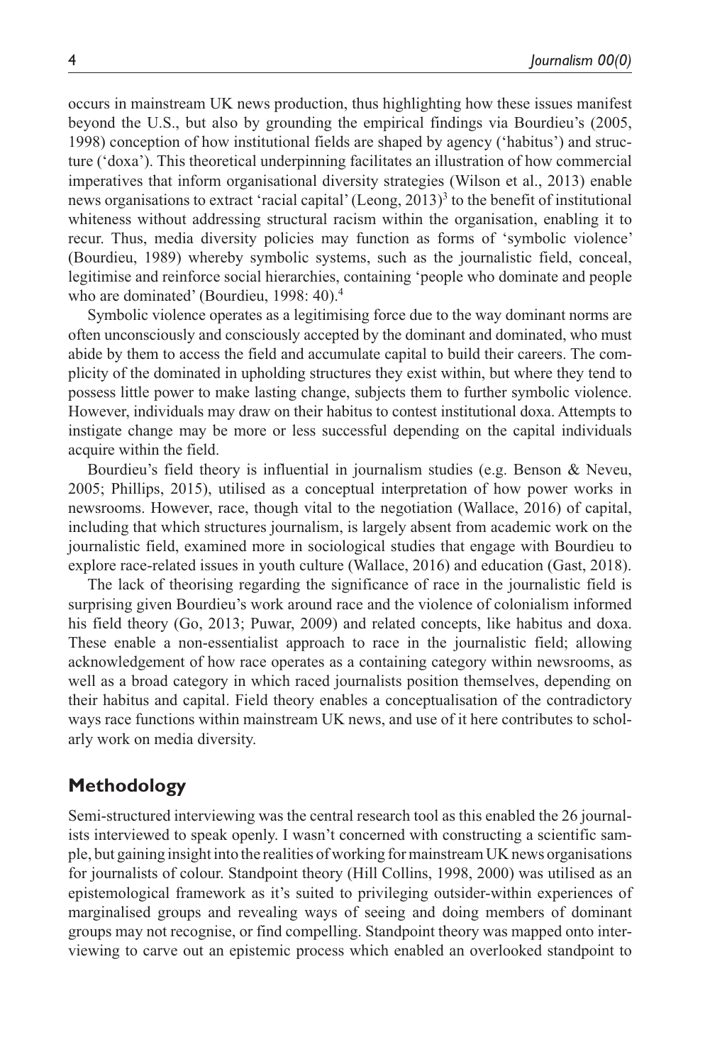occurs in mainstream UK news production, thus highlighting how these issues manifest beyond the U.S., but also by grounding the empirical findings via Bourdieu's (2005, 1998) conception of how institutional fields are shaped by agency ('habitus') and structure ('doxa'). This theoretical underpinning facilitates an illustration of how commercial imperatives that inform organisational diversity strategies (Wilson et al., 2013) enable news organisations to extract 'racial capital' (Leong, 2013)[3] to the benefit of institutional whiteness without addressing structural racism within the organisation, enabling it to recur. Thus, media diversity policies may function as forms of 'symbolic violence' (Bourdieu, 1989) whereby symbolic systems, such as the journalistic field, conceal, legitimise and reinforce social hierarchies, containing 'people who dominate and people who are dominated' (Bourdieu, 1998: 40).[4]

Symbolic violence operates as a legitimising force due to the way dominant norms are often unconsciously and consciously accepted by the dominant and dominated, who must abide by them to access the field and accumulate capital to build their careers. The complicity of the dominated in upholding structures they exist within, but where they tend to possess little power to make lasting change, subjects them to further symbolic violence. However, individuals may draw on their habitus to contest institutional doxa. Attempts to instigate change may be more or less successful depending on the capital individuals acquire within the field.

Bourdieu's field theory is influential in journalism studies (e.g. Benson & Neveu, 2005; Phillips, 2015), utilised as a conceptual interpretation of how power works in newsrooms. However, race, though vital to the negotiation (Wallace, 2016) of capital, including that which structures journalism, is largely absent from academic work on the journalistic field, examined more in sociological studies that engage with Bourdieu to explore race-related issues in youth culture (Wallace, 2016) and education (Gast, 2018).

The lack of theorising regarding the significance of race in the journalistic field is surprising given Bourdieu's work around race and the violence of colonialism informed his field theory (Go, 2013; Puwar, 2009) and related concepts, like habitus and doxa. These enable a non-essentialist approach to race in the journalistic field; allowing acknowledgement of how race operates as a containing category within newsrooms, as well as a broad category in which raced journalists position themselves, depending on their habitus and capital. Field theory enables a conceptualisation of the contradictory ways race functions within mainstream UK news, and use of it here contributes to scholarly work on media diversity.

## Methodology

Semi-structured interviewing was the central research tool as this enabled the 26 journalists interviewed to speak openly. I wasn't concerned with constructing a scientific sample, but gaining insight into the realities of working for mainstream UK news organisations for journalists of colour. Standpoint theory (Hill Collins, 1998, 2000) was utilised as an epistemological framework as it's suited to privileging outsider-within experiences of marginalised groups and revealing ways of seeing and doing members of dominant groups may not recognise, or find compelling. Standpoint theory was mapped onto interviewing to carve out an epistemic process which enabled an overlooked standpoint to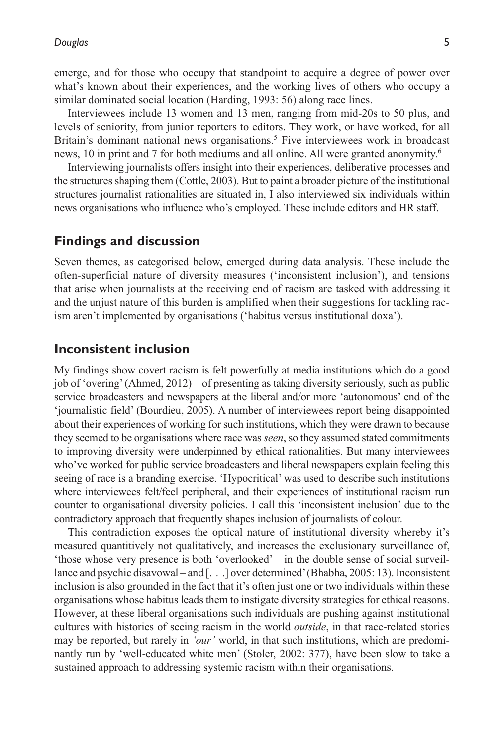emerge, and for those who occupy that standpoint to acquire a degree of power over what's known about their experiences, and the working lives of others who occupy a similar dominated social location (Harding, 1993: 56) along race lines.

Interviewees include 13 women and 13 men, ranging from mid-20s to 50 plus, and levels of seniority, from junior reporters to editors. They work, or have worked, for all Britain's dominant national news organisations.[5] Five interviewees work in broadcast news, 10 in print and 7 for both mediums and all online. All were granted anonymity.[6]

Interviewing journalists offers insight into their experiences, deliberative processes and the structures shaping them (Cottle, 2003). But to paint a broader picture of the institutional structures journalist rationalities are situated in, I also interviewed six individuals within news organisations who influence who's employed. These include editors and HR staff.

## Findings and discussion

Seven themes, as categorised below, emerged during data analysis. These include the often-superficial nature of diversity measures ('inconsistent inclusion'), and tensions that arise when journalists at the receiving end of racism are tasked with addressing it and the unjust nature of this burden is amplified when their suggestions for tackling racism aren't implemented by organisations ('habitus versus institutional doxa').

## Inconsistent inclusion

My findings show covert racism is felt powerfully at media institutions which do a good job of 'overing' (Ahmed, 2012) – of presenting as taking diversity seriously, such as public service broadcasters and newspapers at the liberal and/or more 'autonomous' end of the 'journalistic field' (Bourdieu, 2005). A number of interviewees report being disappointed about their experiences of working for such institutions, which they were drawn to because they seemed to be organisations where race was *seen*, so they assumed stated commitments to improving diversity were underpinned by ethical rationalities. But many interviewees who've worked for public service broadcasters and liberal newspapers explain feeling this seeing of race is a branding exercise. 'Hypocritical' was used to describe such institutions where interviewees felt/feel peripheral, and their experiences of institutional racism run counter to organisational diversity policies. I call this 'inconsistent inclusion' due to the contradictory approach that frequently shapes inclusion of journalists of colour.

This contradiction exposes the optical nature of institutional diversity whereby it's measured quantitively not qualitatively, and increases the exclusionary surveillance of, 'those whose very presence is both 'overlooked' – in the double sense of social surveillance and psychic disavowal – and [. . .] over determined' (Bhabha, 2005: 13). Inconsistent inclusion is also grounded in the fact that it's often just one or two individuals within these organisations whose habitus leads them to instigate diversity strategies for ethical reasons. However, at these liberal organisations such individuals are pushing against institutional cultures with histories of seeing racism in the world *outside*, in that race-related stories may be reported, but rarely in *'our'* world, in that such institutions, which are predominantly run by 'well-educated white men' (Stoler, 2002: 377), have been slow to take a sustained approach to addressing systemic racism within their organisations.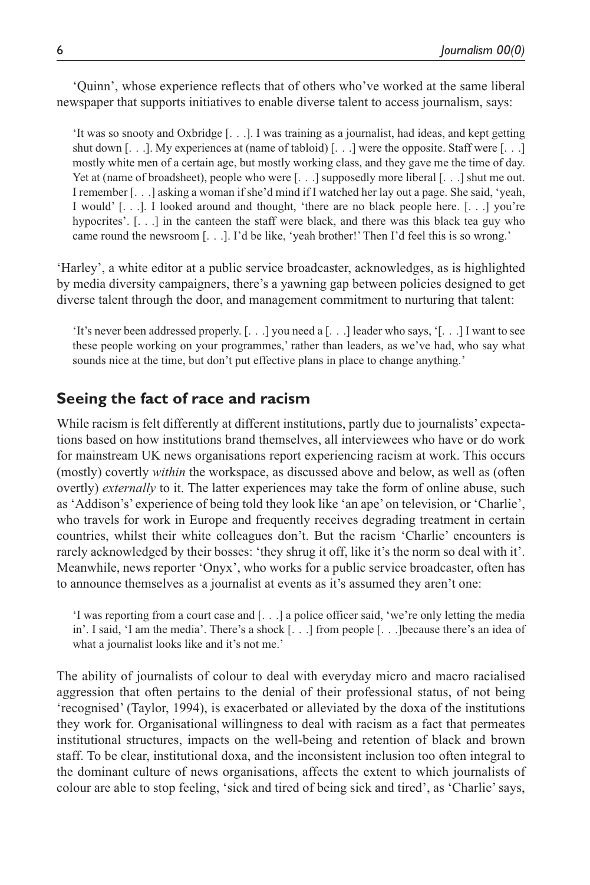'Quinn', whose experience reflects that of others who've worked at the same liberal newspaper that supports initiatives to enable diverse talent to access journalism, says:

> 'It was so snooty and Oxbridge [. . .]. I was training as a journalist, had ideas, and kept getting shut down [. . .]. My experiences at (name of tabloid) [. . .] were the opposite. Staff were [. . .] mostly white men of a certain age, but mostly working class, and they gave me the time of day. Yet at (name of broadsheet), people who were [. . .] supposedly more liberal [. . .] shut me out. I remember [. . .] asking a woman if she'd mind if I watched her lay out a page. She said, 'yeah, I would' [. . .]. I looked around and thought, 'there are no black people here. [. . .] you're hypocrites'. [. . .] in the canteen the staff were black, and there was this black tea guy who came round the newsroom [. . .]. I'd be like, 'yeah brother!' Then I'd feel this is so wrong.'

'Harley', a white editor at a public service broadcaster, acknowledges, as is highlighted by media diversity campaigners, there's a yawning gap between policies designed to get diverse talent through the door, and management commitment to nurturing that talent:

> 'It's never been addressed properly. [. . .] you need a [. . .] leader who says, '[. . .] I want to see these people working on your programmes,' rather than leaders, as we've had, who say what sounds nice at the time, but don't put effective plans in place to change anything.'

## Seeing the fact of race and racism

While racism is felt differently at different institutions, partly due to journalists' expectations based on how institutions brand themselves, all interviewees who have or do work for mainstream UK news organisations report experiencing racism at work. This occurs (mostly) covertly *within* the workspace, as discussed above and below, as well as (often overtly) *externally* to it. The latter experiences may take the form of online abuse, such as 'Addison's' experience of being told they look like 'an ape' on television, or 'Charlie', who travels for work in Europe and frequently receives degrading treatment in certain countries, whilst their white colleagues don't. But the racism 'Charlie' encounters is rarely acknowledged by their bosses: 'they shrug it off, like it's the norm so deal with it'. Meanwhile, news reporter 'Onyx', who works for a public service broadcaster, often has to announce themselves as a journalist at events as it's assumed they aren't one:

> 'I was reporting from a court case and [. . .] a police officer said, 'we're only letting the media in'. I said, 'I am the media'. There's a shock [. . .] from people [. . .]because there's an idea of what a journalist looks like and it's not me.'

The ability of journalists of colour to deal with everyday micro and macro racialised aggression that often pertains to the denial of their professional status, of not being 'recognised' (Taylor, 1994), is exacerbated or alleviated by the doxa of the institutions they work for. Organisational willingness to deal with racism as a fact that permeates institutional structures, impacts on the well-being and retention of black and brown staff. To be clear, institutional doxa, and the inconsistent inclusion too often integral to the dominant culture of news organisations, affects the extent to which journalists of colour are able to stop feeling, 'sick and tired of being sick and tired', as 'Charlie' says,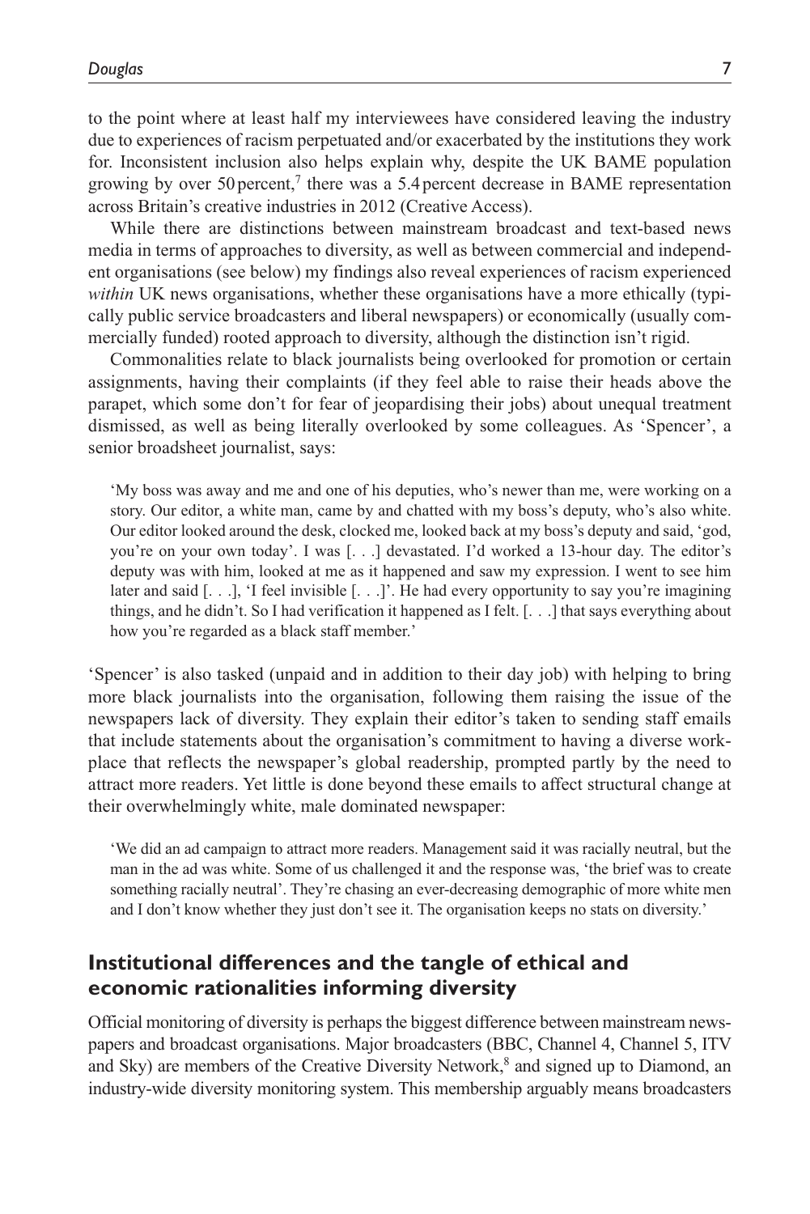to the point where at least half my interviewees have considered leaving the industry due to experiences of racism perpetuated and/or exacerbated by the institutions they work for. Inconsistent inclusion also helps explain why, despite the UK BAME population growing by over 50 percent,[7] there was a 5.4 percent decrease in BAME representation across Britain's creative industries in 2012 (Creative Access).

While there are distinctions between mainstream broadcast and text-based news media in terms of approaches to diversity, as well as between commercial and independent organisations (see below) my findings also reveal experiences of racism experienced *within* UK news organisations, whether these organisations have a more ethically (typically public service broadcasters and liberal newspapers) or economically (usually commercially funded) rooted approach to diversity, although the distinction isn't rigid.

Commonalities relate to black journalists being overlooked for promotion or certain assignments, having their complaints (if they feel able to raise their heads above the parapet, which some don't for fear of jeopardising their jobs) about unequal treatment dismissed, as well as being literally overlooked by some colleagues. As 'Spencer', a senior broadsheet journalist, says:

> 'My boss was away and me and one of his deputies, who's newer than me, were working on a story. Our editor, a white man, came by and chatted with my boss's deputy, who's also white. Our editor looked around the desk, clocked me, looked back at my boss's deputy and said, 'god, you're on your own today'. I was [. . .] devastated. I'd worked a 13-hour day. The editor's deputy was with him, looked at me as it happened and saw my expression. I went to see him later and said [. . .], 'I feel invisible [. . .]'. He had every opportunity to say you're imagining things, and he didn't. So I had verification it happened as I felt. [. . .] that says everything about how you're regarded as a black staff member.'

'Spencer' is also tasked (unpaid and in addition to their day job) with helping to bring more black journalists into the organisation, following them raising the issue of the newspapers lack of diversity. They explain their editor's taken to sending staff emails that include statements about the organisation's commitment to having a diverse workplace that reflects the newspaper's global readership, prompted partly by the need to attract more readers. Yet little is done beyond these emails to affect structural change at their overwhelmingly white, male dominated newspaper:

> 'We did an ad campaign to attract more readers. Management said it was racially neutral, but the man in the ad was white. Some of us challenged it and the response was, 'the brief was to create something racially neutral'. They're chasing an ever-decreasing demographic of more white men and I don't know whether they just don't see it. The organisation keeps no stats on diversity.'

## Institutional differences and the tangle of ethical and economic rationalities informing diversity

Official monitoring of diversity is perhaps the biggest difference between mainstream newspapers and broadcast organisations. Major broadcasters (BBC, Channel 4, Channel 5, ITV and Sky) are members of the Creative Diversity Network,[8] and signed up to Diamond, an industry-wide diversity monitoring system. This membership arguably means broadcasters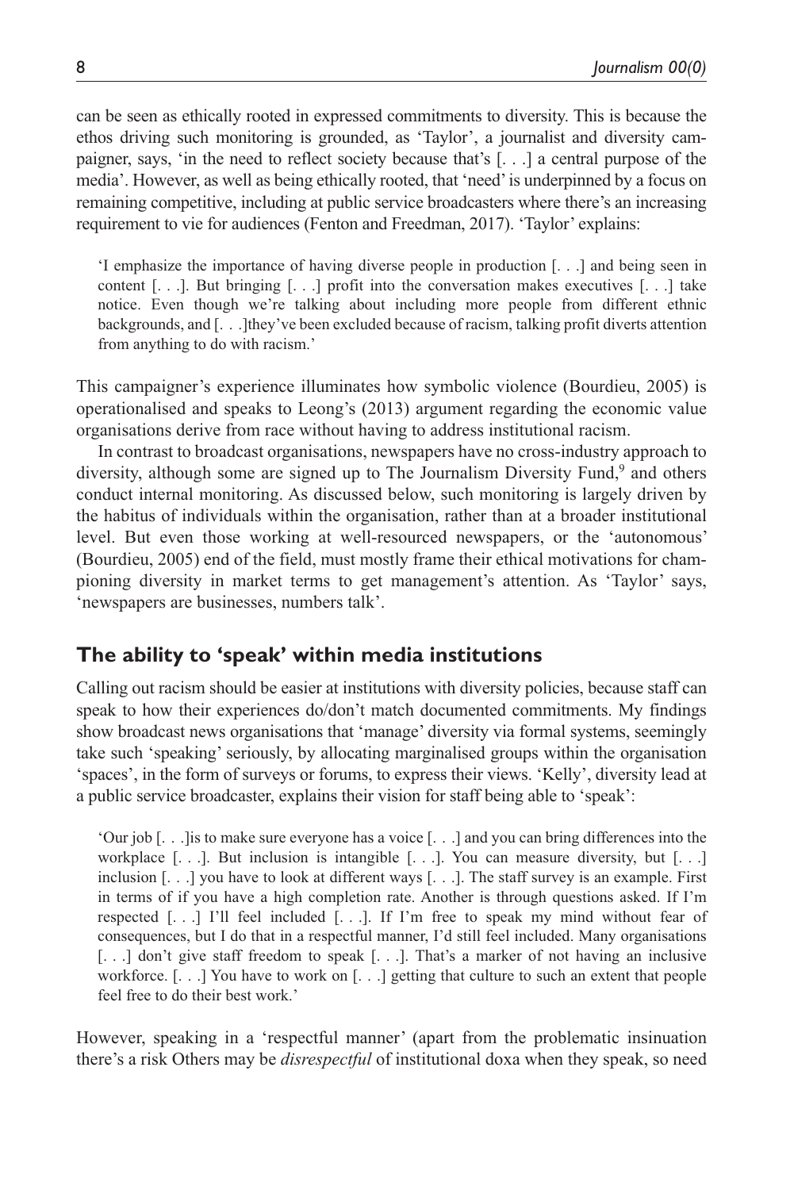can be seen as ethically rooted in expressed commitments to diversity. This is because the ethos driving such monitoring is grounded, as 'Taylor', a journalist and diversity campaigner, says, 'in the need to reflect society because that's [. . .] a central purpose of the media'. However, as well as being ethically rooted, that 'need' is underpinned by a focus on remaining competitive, including at public service broadcasters where there's an increasing requirement to vie for audiences (Fenton and Freedman, 2017). 'Taylor' explains:

> 'I emphasize the importance of having diverse people in production [. . .] and being seen in content [. . .]. But bringing [. . .] profit into the conversation makes executives [. . .] take notice. Even though we're talking about including more people from different ethnic backgrounds, and [. . .]they've been excluded because of racism, talking profit diverts attention from anything to do with racism.'

This campaigner's experience illuminates how symbolic violence (Bourdieu, 2005) is operationalised and speaks to Leong's (2013) argument regarding the economic value organisations derive from race without having to address institutional racism.

In contrast to broadcast organisations, newspapers have no cross-industry approach to diversity, although some are signed up to The Journalism Diversity Fund,[9] and others conduct internal monitoring. As discussed below, such monitoring is largely driven by the habitus of individuals within the organisation, rather than at a broader institutional level. But even those working at well-resourced newspapers, or the 'autonomous' (Bourdieu, 2005) end of the field, must mostly frame their ethical motivations for championing diversity in market terms to get management's attention. As 'Taylor' says, 'newspapers are businesses, numbers talk'.

## The ability to 'speak' within media institutions

Calling out racism should be easier at institutions with diversity policies, because staff can speak to how their experiences do/don't match documented commitments. My findings show broadcast news organisations that 'manage' diversity via formal systems, seemingly take such 'speaking' seriously, by allocating marginalised groups within the organisation 'spaces', in the form of surveys or forums, to express their views. 'Kelly', diversity lead at a public service broadcaster, explains their vision for staff being able to 'speak':

> 'Our job [. . .]is to make sure everyone has a voice [. . .] and you can bring differences into the workplace [. . .]. But inclusion is intangible [. . .]. You can measure diversity, but [. . .] inclusion [. . .] you have to look at different ways [. . .]. The staff survey is an example. First in terms of if you have a high completion rate. Another is through questions asked. If I'm respected [. . .] I'll feel included [. . .]. If I'm free to speak my mind without fear of consequences, but I do that in a respectful manner, I'd still feel included. Many organisations [. . .] don't give staff freedom to speak [. . .]. That's a marker of not having an inclusive workforce. [. . .] You have to work on [. . .] getting that culture to such an extent that people feel free to do their best work.'

However, speaking in a 'respectful manner' (apart from the problematic insinuation there's a risk Others may be *disrespectful* of institutional doxa when they speak, so need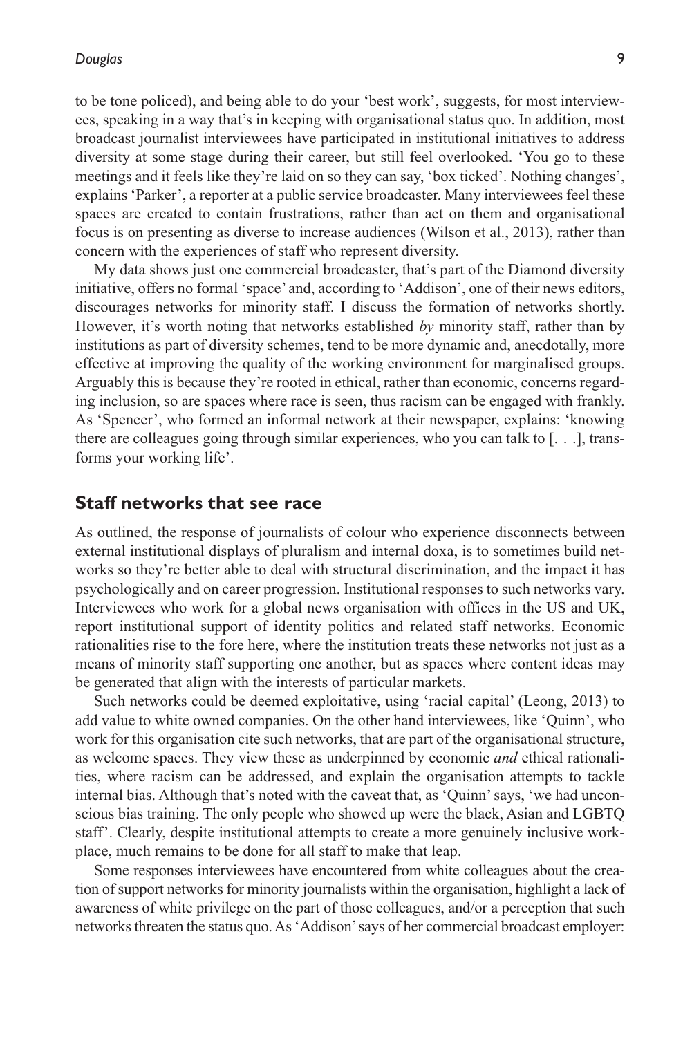to be tone policed), and being able to do your 'best work', suggests, for most interviewees, speaking in a way that's in keeping with organisational status quo. In addition, most broadcast journalist interviewees have participated in institutional initiatives to address diversity at some stage during their career, but still feel overlooked. 'You go to these meetings and it feels like they're laid on so they can say, 'box ticked'. Nothing changes', explains 'Parker', a reporter at a public service broadcaster. Many interviewees feel these spaces are created to contain frustrations, rather than act on them and organisational focus is on presenting as diverse to increase audiences (Wilson et al., 2013), rather than concern with the experiences of staff who represent diversity.

My data shows just one commercial broadcaster, that's part of the Diamond diversity initiative, offers no formal 'space' and, according to 'Addison', one of their news editors, discourages networks for minority staff. I discuss the formation of networks shortly. However, it's worth noting that networks established *by* minority staff, rather than by institutions as part of diversity schemes, tend to be more dynamic and, anecdotally, more effective at improving the quality of the working environment for marginalised groups. Arguably this is because they're rooted in ethical, rather than economic, concerns regarding inclusion, so are spaces where race is seen, thus racism can be engaged with frankly. As 'Spencer', who formed an informal network at their newspaper, explains: 'knowing there are colleagues going through similar experiences, who you can talk to [. . .], transforms your working life'.

## Staff networks that see race

As outlined, the response of journalists of colour who experience disconnects between external institutional displays of pluralism and internal doxa, is to sometimes build networks so they're better able to deal with structural discrimination, and the impact it has psychologically and on career progression. Institutional responses to such networks vary. Interviewees who work for a global news organisation with offices in the US and UK, report institutional support of identity politics and related staff networks. Economic rationalities rise to the fore here, where the institution treats these networks not just as a means of minority staff supporting one another, but as spaces where content ideas may be generated that align with the interests of particular markets.

Such networks could be deemed exploitative, using 'racial capital' (Leong, 2013) to add value to white owned companies. On the other hand interviewees, like 'Quinn', who work for this organisation cite such networks, that are part of the organisational structure, as welcome spaces. They view these as underpinned by economic *and* ethical rationalities, where racism can be addressed, and explain the organisation attempts to tackle internal bias. Although that's noted with the caveat that, as 'Quinn' says, 'we had unconscious bias training. The only people who showed up were the black, Asian and LGBTQ staff'. Clearly, despite institutional attempts to create a more genuinely inclusive workplace, much remains to be done for all staff to make that leap.

Some responses interviewees have encountered from white colleagues about the creation of support networks for minority journalists within the organisation, highlight a lack of awareness of white privilege on the part of those colleagues, and/or a perception that such networks threaten the status quo. As 'Addison' says of her commercial broadcast employer: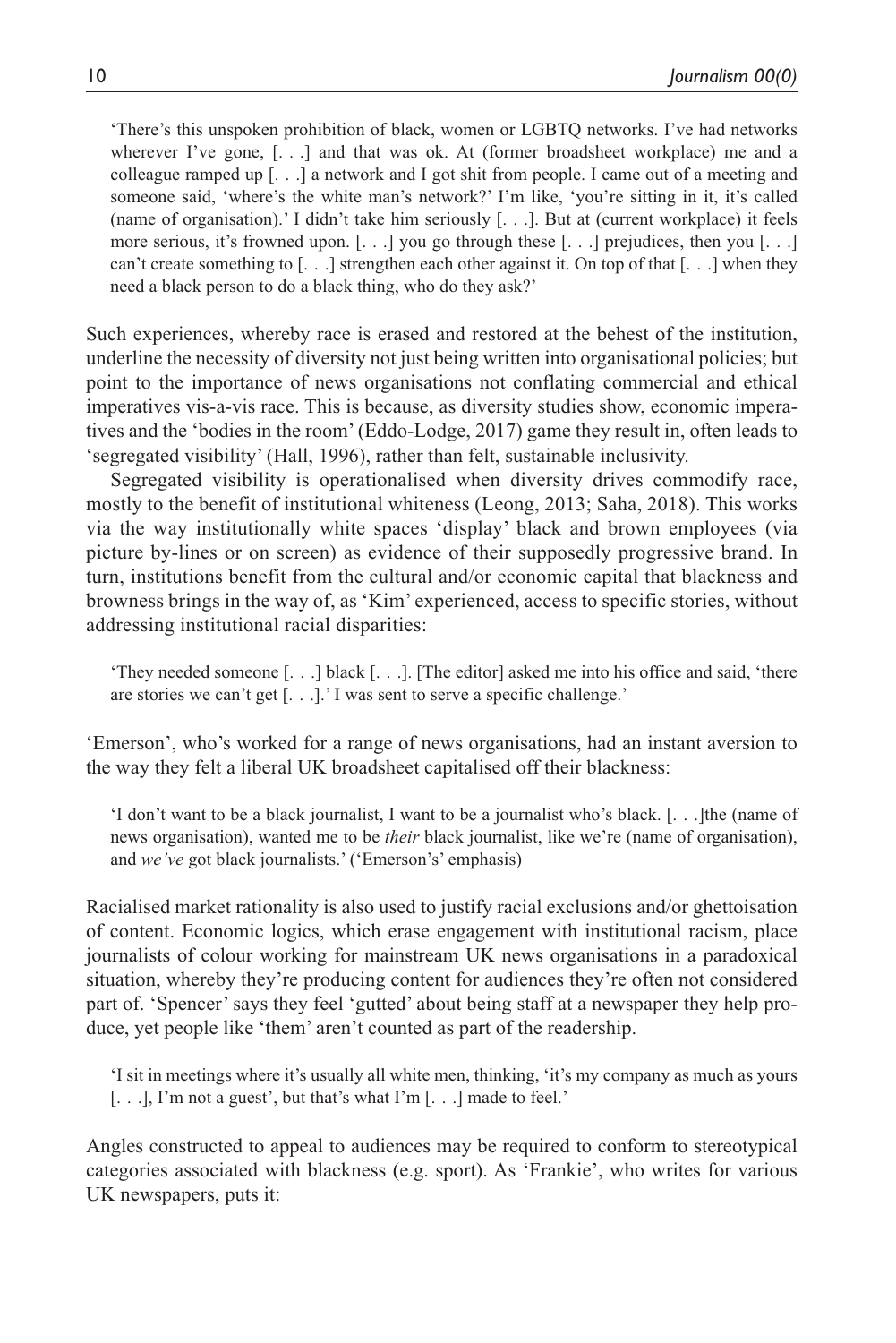> 'There's this unspoken prohibition of black, women or LGBTQ networks. I've had networks wherever I've gone, [. . .] and that was ok. At (former broadsheet workplace) me and a colleague ramped up [. . .] a network and I got shit from people. I came out of a meeting and someone said, 'where's the white man's network?' I'm like, 'you're sitting in it, it's called (name of organisation).' I didn't take him seriously [. . .]. But at (current workplace) it feels more serious, it's frowned upon. [. . .] you go through these [. . .] prejudices, then you [. . .] can't create something to [. . .] strengthen each other against it. On top of that [. . .] when they need a black person to do a black thing, who do they ask?'

Such experiences, whereby race is erased and restored at the behest of the institution, underline the necessity of diversity not just being written into organisational policies; but point to the importance of news organisations not conflating commercial and ethical imperatives vis-a-vis race. This is because, as diversity studies show, economic imperatives and the 'bodies in the room' (Eddo-Lodge, 2017) game they result in, often leads to 'segregated visibility' (Hall, 1996), rather than felt, sustainable inclusivity.

Segregated visibility is operationalised when diversity drives commodify race, mostly to the benefit of institutional whiteness (Leong, 2013; Saha, 2018). This works via the way institutionally white spaces 'display' black and brown employees (via picture by-lines or on screen) as evidence of their supposedly progressive brand. In turn, institutions benefit from the cultural and/or economic capital that blackness and browness brings in the way of, as 'Kim' experienced, access to specific stories, without addressing institutional racial disparities:

> 'They needed someone [. . .] black [. . .]. [The editor] asked me into his office and said, 'there are stories we can't get [. . .].' I was sent to serve a specific challenge.'

'Emerson', who's worked for a range of news organisations, had an instant aversion to the way they felt a liberal UK broadsheet capitalised off their blackness:

> 'I don't want to be a black journalist, I want to be a journalist who's black. [. . .]the (name of news organisation), wanted me to be *their* black journalist, like we're (name of organisation), and *we've* got black journalists.' ('Emerson's' emphasis)

Racialised market rationality is also used to justify racial exclusions and/or ghettoisation of content. Economic logics, which erase engagement with institutional racism, place journalists of colour working for mainstream UK news organisations in a paradoxical situation, whereby they're producing content for audiences they're often not considered part of. 'Spencer' says they feel 'gutted' about being staff at a newspaper they help produce, yet people like 'them' aren't counted as part of the readership.

> 'I sit in meetings where it's usually all white men, thinking, 'it's my company as much as yours [. . .], I'm not a guest', but that's what I'm [. . .] made to feel.'

Angles constructed to appeal to audiences may be required to conform to stereotypical categories associated with blackness (e.g. sport). As 'Frankie', who writes for various UK newspapers, puts it: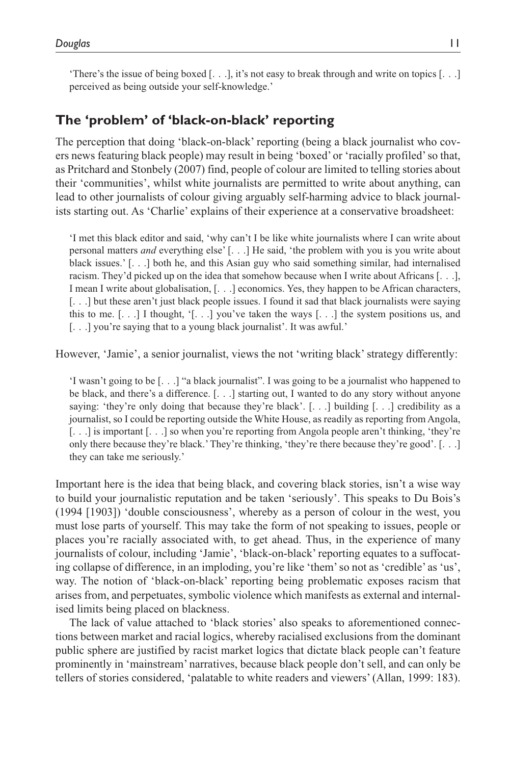> 'There's the issue of being boxed [. . .], it's not easy to break through and write on topics [. . .] perceived as being outside your self-knowledge.'

## The 'problem' of 'black-on-black' reporting

The perception that doing 'black-on-black' reporting (being a black journalist who covers news featuring black people) may result in being 'boxed' or 'racially profiled' so that, as Pritchard and Stonbely (2007) find, people of colour are limited to telling stories about their 'communities', whilst white journalists are permitted to write about anything, can lead to other journalists of colour giving arguably self-harming advice to black journalists starting out. As 'Charlie' explains of their experience at a conservative broadsheet:

> 'I met this black editor and said, 'why can't I be like white journalists where I can write about personal matters *and* everything else' [. . .] He said, 'the problem with you is you write about black issues.' [. . .] both he, and this Asian guy who said something similar, had internalised racism. They'd picked up on the idea that somehow because when I write about Africans [. . .], I mean I write about globalisation, [. . .] economics. Yes, they happen to be African characters, [. . .] but these aren't just black people issues. I found it sad that black journalists were saying this to me. [. . .] I thought, '[. . .] you've taken the ways [. . .] the system positions us, and [. . .] you're saying that to a young black journalist'. It was awful.'

However, 'Jamie', a senior journalist, views the not 'writing black' strategy differently:

> 'I wasn't going to be [. . .] "a black journalist". I was going to be a journalist who happened to be black, and there's a difference. [. . .] starting out, I wanted to do any story without anyone saying: 'they're only doing that because they're black'. [. . .] building [. . .] credibility as a journalist, so I could be reporting outside the White House, as readily as reporting from Angola, [. . .] is important [. . .] so when you're reporting from Angola people aren't thinking, 'they're only there because they're black.' They're thinking, 'they're there because they're good'. [. . .] they can take me seriously.'

Important here is the idea that being black, and covering black stories, isn't a wise way to build your journalistic reputation and be taken 'seriously'. This speaks to Du Bois's (1994 [1903]) 'double consciousness', whereby as a person of colour in the west, you must lose parts of yourself. This may take the form of not speaking to issues, people or places you're racially associated with, to get ahead. Thus, in the experience of many journalists of colour, including 'Jamie', 'black-on-black' reporting equates to a suffocating collapse of difference, in an imploding, you're like 'them' so not as 'credible' as 'us', way. The notion of 'black-on-black' reporting being problematic exposes racism that arises from, and perpetuates, symbolic violence which manifests as external and internalised limits being placed on blackness.

The lack of value attached to 'black stories' also speaks to aforementioned connections between market and racial logics, whereby racialised exclusions from the dominant public sphere are justified by racist market logics that dictate black people can't feature prominently in 'mainstream' narratives, because black people don't sell, and can only be tellers of stories considered, 'palatable to white readers and viewers' (Allan, 1999: 183).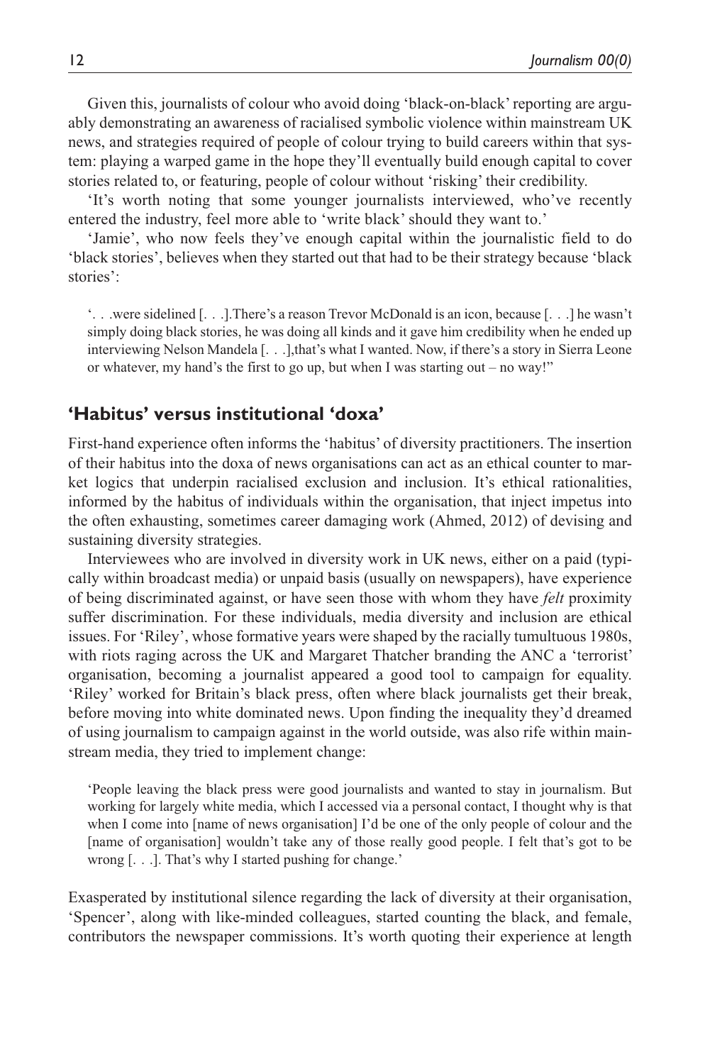Given this, journalists of colour who avoid doing 'black-on-black' reporting are arguably demonstrating an awareness of racialised symbolic violence within mainstream UK news, and strategies required of people of colour trying to build careers within that system: playing a warped game in the hope they'll eventually build enough capital to cover stories related to, or featuring, people of colour without 'risking' their credibility.

'It's worth noting that some younger journalists interviewed, who've recently entered the industry, feel more able to 'write black' should they want to.'

'Jamie', who now feels they've enough capital within the journalistic field to do 'black stories', believes when they started out that had to be their strategy because 'black stories':

> '. . .were sidelined [. . .].There's a reason Trevor McDonald is an icon, because [. . .] he wasn't simply doing black stories, he was doing all kinds and it gave him credibility when he ended up interviewing Nelson Mandela [. . .],that's what I wanted. Now, if there's a story in Sierra Leone or whatever, my hand's the first to go up, but when I was starting out – no way!"

## 'Habitus' versus institutional 'doxa'

First-hand experience often informs the 'habitus' of diversity practitioners. The insertion of their habitus into the doxa of news organisations can act as an ethical counter to market logics that underpin racialised exclusion and inclusion. It's ethical rationalities, informed by the habitus of individuals within the organisation, that inject impetus into the often exhausting, sometimes career damaging work (Ahmed, 2012) of devising and sustaining diversity strategies.

Interviewees who are involved in diversity work in UK news, either on a paid (typically within broadcast media) or unpaid basis (usually on newspapers), have experience of being discriminated against, or have seen those with whom they have *felt* proximity suffer discrimination. For these individuals, media diversity and inclusion are ethical issues. For 'Riley', whose formative years were shaped by the racially tumultuous 1980s, with riots raging across the UK and Margaret Thatcher branding the ANC a 'terrorist' organisation, becoming a journalist appeared a good tool to campaign for equality. 'Riley' worked for Britain's black press, often where black journalists get their break, before moving into white dominated news. Upon finding the inequality they'd dreamed of using journalism to campaign against in the world outside, was also rife within mainstream media, they tried to implement change:

> 'People leaving the black press were good journalists and wanted to stay in journalism. But working for largely white media, which I accessed via a personal contact, I thought why is that when I come into [name of news organisation] I'd be one of the only people of colour and the [name of organisation] wouldn't take any of those really good people. I felt that's got to be wrong [. . .]. That's why I started pushing for change.'

Exasperated by institutional silence regarding the lack of diversity at their organisation, 'Spencer', along with like-minded colleagues, started counting the black, and female, contributors the newspaper commissions. It's worth quoting their experience at length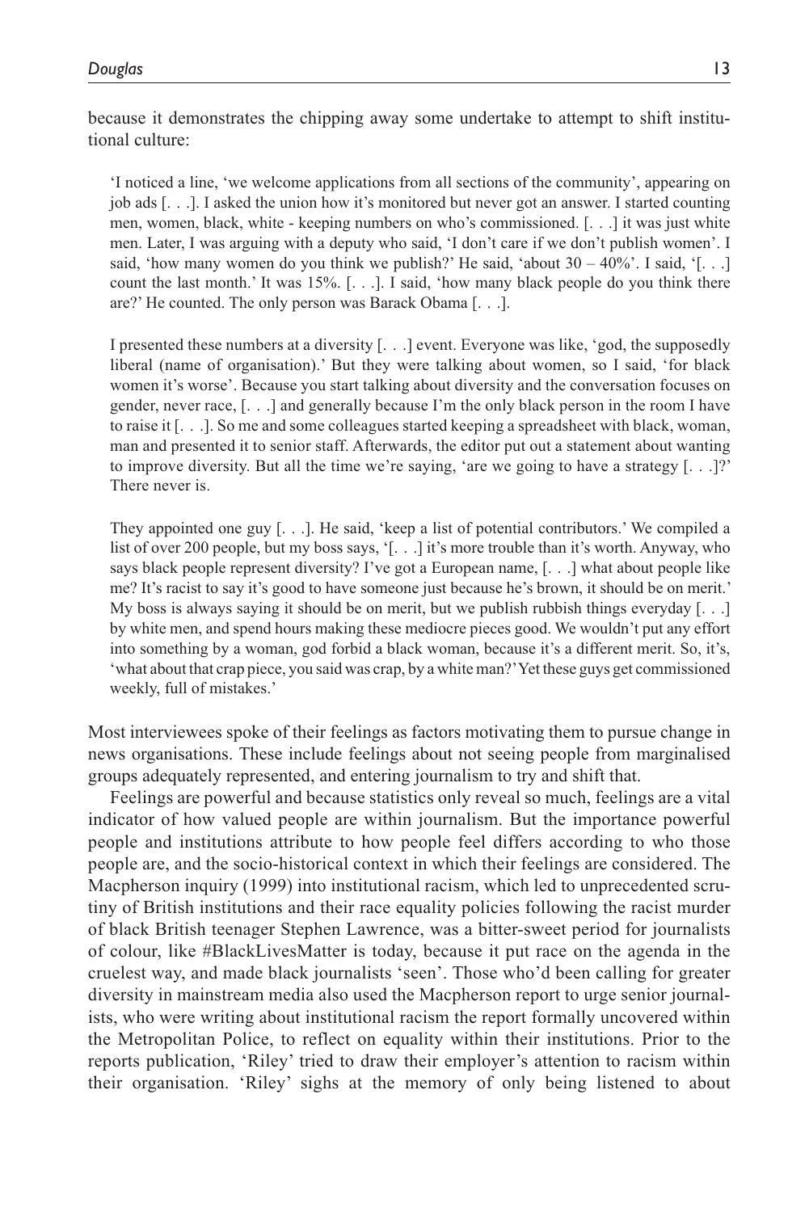because it demonstrates the chipping away some undertake to attempt to shift institutional culture:

> 'I noticed a line, 'we welcome applications from all sections of the community', appearing on job ads [. . .]. I asked the union how it's monitored but never got an answer. I started counting men, women, black, white - keeping numbers on who's commissioned. [. . .] it was just white men. Later, I was arguing with a deputy who said, 'I don't care if we don't publish women'. I said, 'how many women do you think we publish?' He said, 'about 30 – 40%'. I said, '[. . .] count the last month.' It was 15%. [. . .]. I said, 'how many black people do you think there are?' He counted. The only person was Barack Obama [. . .].
>
> I presented these numbers at a diversity [. . .] event. Everyone was like, 'god, the supposedly liberal (name of organisation).' But they were talking about women, so I said, 'for black women it's worse'. Because you start talking about diversity and the conversation focuses on gender, never race, [. . .] and generally because I'm the only black person in the room I have to raise it [. . .]. So me and some colleagues started keeping a spreadsheet with black, woman, man and presented it to senior staff. Afterwards, the editor put out a statement about wanting to improve diversity. But all the time we're saying, 'are we going to have a strategy [. . .]?' There never is.
>
> They appointed one guy [. . .]. He said, 'keep a list of potential contributors.' We compiled a list of over 200 people, but my boss says, '[. . .] it's more trouble than it's worth. Anyway, who says black people represent diversity? I've got a European name, [. . .] what about people like me? It's racist to say it's good to have someone just because he's brown, it should be on merit.' My boss is always saying it should be on merit, but we publish rubbish things everyday [. . .] by white men, and spend hours making these mediocre pieces good. We wouldn't put any effort into something by a woman, god forbid a black woman, because it's a different merit. So, it's, 'what about that crap piece, you said was crap, by a white man?' Yet these guys get commissioned weekly, full of mistakes.'

Most interviewees spoke of their feelings as factors motivating them to pursue change in news organisations. These include feelings about not seeing people from marginalised groups adequately represented, and entering journalism to try and shift that.

Feelings are powerful and because statistics only reveal so much, feelings are a vital indicator of how valued people are within journalism. But the importance powerful people and institutions attribute to how people feel differs according to who those people are, and the socio-historical context in which their feelings are considered. The Macpherson inquiry (1999) into institutional racism, which led to unprecedented scrutiny of British institutions and their race equality policies following the racist murder of black British teenager Stephen Lawrence, was a bitter-sweet period for journalists of colour, like #BlackLivesMatter is today, because it put race on the agenda in the cruelest way, and made black journalists 'seen'. Those who'd been calling for greater diversity in mainstream media also used the Macpherson report to urge senior journalists, who were writing about institutional racism the report formally uncovered within the Metropolitan Police, to reflect on equality within their institutions. Prior to the reports publication, 'Riley' tried to draw their employer's attention to racism within their organisation. 'Riley' sighs at the memory of only being listened to about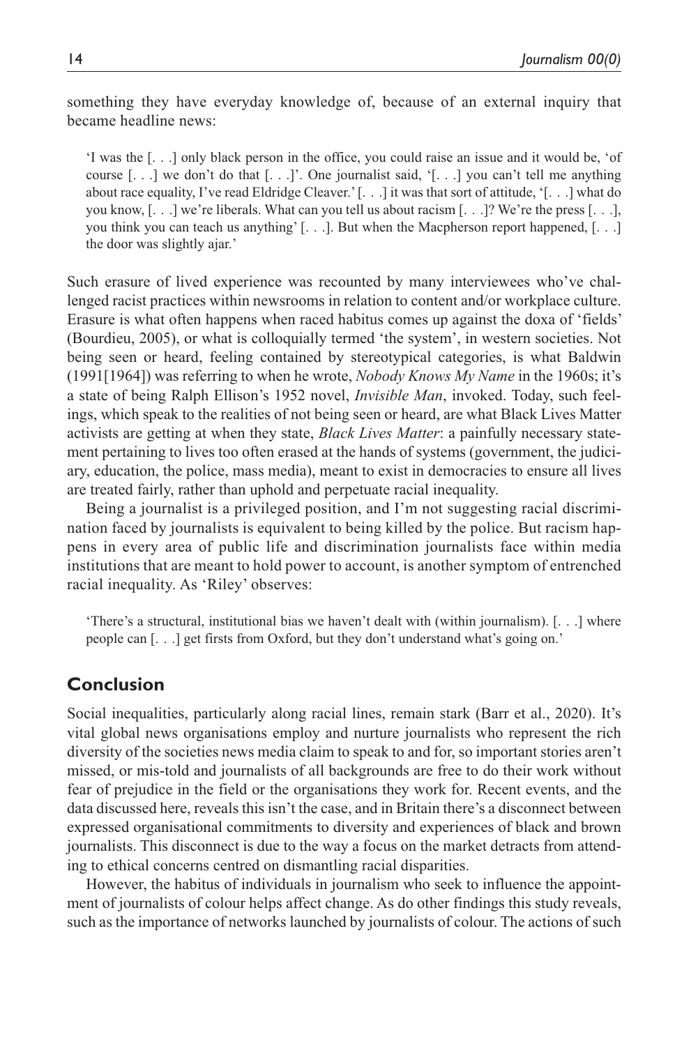something they have everyday knowledge of, because of an external inquiry that became headline news:

> 'I was the [. . .] only black person in the office, you could raise an issue and it would be, 'of course [. . .] we don't do that [. . .]'. One journalist said, '[. . .] you can't tell me anything about race equality, I've read Eldridge Cleaver.' [. . .] it was that sort of attitude, '[. . .] what do you know, [. . .] we're liberals. What can you tell us about racism [. . .]? We're the press [. . .], you think you can teach us anything' [. . .]. But when the Macpherson report happened, [. . .] the door was slightly ajar.'

Such erasure of lived experience was recounted by many interviewees who've challenged racist practices within newsrooms in relation to content and/or workplace culture. Erasure is what often happens when raced habitus comes up against the doxa of 'fields' (Bourdieu, 2005), or what is colloquially termed 'the system', in western societies. Not being seen or heard, feeling contained by stereotypical categories, is what Baldwin (1991[1964]) was referring to when he wrote, *Nobody Knows My Name* in the 1960s; it's a state of being Ralph Ellison's 1952 novel, *Invisible Man*, invoked. Today, such feelings, which speak to the realities of not being seen or heard, are what Black Lives Matter activists are getting at when they state, *Black Lives Matter*: a painfully necessary statement pertaining to lives too often erased at the hands of systems (government, the judiciary, education, the police, mass media), meant to exist in democracies to ensure all lives are treated fairly, rather than uphold and perpetuate racial inequality.

Being a journalist is a privileged position, and I'm not suggesting racial discrimination faced by journalists is equivalent to being killed by the police. But racism happens in every area of public life and discrimination journalists face within media institutions that are meant to hold power to account, is another symptom of entrenched racial inequality. As 'Riley' observes:

> 'There's a structural, institutional bias we haven't dealt with (within journalism). [. . .] where people can [. . .] get firsts from Oxford, but they don't understand what's going on.'

## Conclusion

Social inequalities, particularly along racial lines, remain stark (Barr et al., 2020). It's vital global news organisations employ and nurture journalists who represent the rich diversity of the societies news media claim to speak to and for, so important stories aren't missed, or mis-told and journalists of all backgrounds are free to do their work without fear of prejudice in the field or the organisations they work for. Recent events, and the data discussed here, reveals this isn't the case, and in Britain there's a disconnect between expressed organisational commitments to diversity and experiences of black and brown journalists. This disconnect is due to the way a focus on the market detracts from attending to ethical concerns centred on dismantling racial disparities.

However, the habitus of individuals in journalism who seek to influence the appointment of journalists of colour helps affect change. As do other findings this study reveals, such as the importance of networks launched by journalists of colour. The actions of such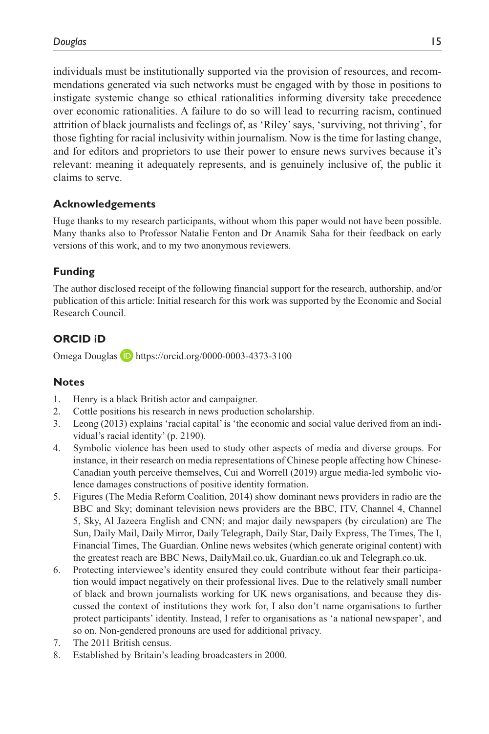individuals must be institutionally supported via the provision of resources, and recommendations generated via such networks must be engaged with by those in positions to instigate systemic change so ethical rationalities informing diversity take precedence over economic rationalities. A failure to do so will lead to recurring racism, continued attrition of black journalists and feelings of, as 'Riley' says, 'surviving, not thriving', for those fighting for racial inclusivity within journalism. Now is the time for lasting change, and for editors and proprietors to use their power to ensure news survives because it's relevant: meaning it adequately represents, and is genuinely inclusive of, the public it claims to serve.

## Acknowledgements

Huge thanks to my research participants, without whom this paper would not have been possible. Many thanks also to Professor Natalie Fenton and Dr Anamik Saha for their feedback on early versions of this work, and to my two anonymous reviewers.

## Funding

The author disclosed receipt of the following financial support for the research, authorship, and/or publication of this article: Initial research for this work was supported by the Economic and Social Research Council.

## ORCID iD

Omega Douglas https://orcid.org/0000-0003-4373-3100

## Notes

1. Henry is a black British actor and campaigner.
2. Cottle positions his research in news production scholarship.
3. Leong (2013) explains 'racial capital' is 'the economic and social value derived from an individual's racial identity' (p. 2190).
4. Symbolic violence has been used to study other aspects of media and diverse groups. For instance, in their research on media representations of Chinese people affecting how Chinese-Canadian youth perceive themselves, Cui and Worrell (2019) argue media-led symbolic violence damages constructions of positive identity formation.
5. Figures (The Media Reform Coalition, 2014) show dominant news providers in radio are the BBC and Sky; dominant television news providers are the BBC, ITV, Channel 4, Channel 5, Sky, Al Jazeera English and CNN; and major daily newspapers (by circulation) are The Sun, Daily Mail, Daily Mirror, Daily Telegraph, Daily Star, Daily Express, The Times, The I, Financial Times, The Guardian. Online news websites (which generate original content) with the greatest reach are BBC News, DailyMail.co.uk, Guardian.co.uk and Telegraph.co.uk.
6. Protecting interviewee's identity ensured they could contribute without fear their participation would impact negatively on their professional lives. Due to the relatively small number of black and brown journalists working for UK news organisations, and because they discussed the context of institutions they work for, I also don't name organisations to further protect participants' identity. Instead, I refer to organisations as 'a national newspaper', and so on. Non-gendered pronouns are used for additional privacy.
7. The 2011 British census.
8. Established by Britain's leading broadcasters in 2000.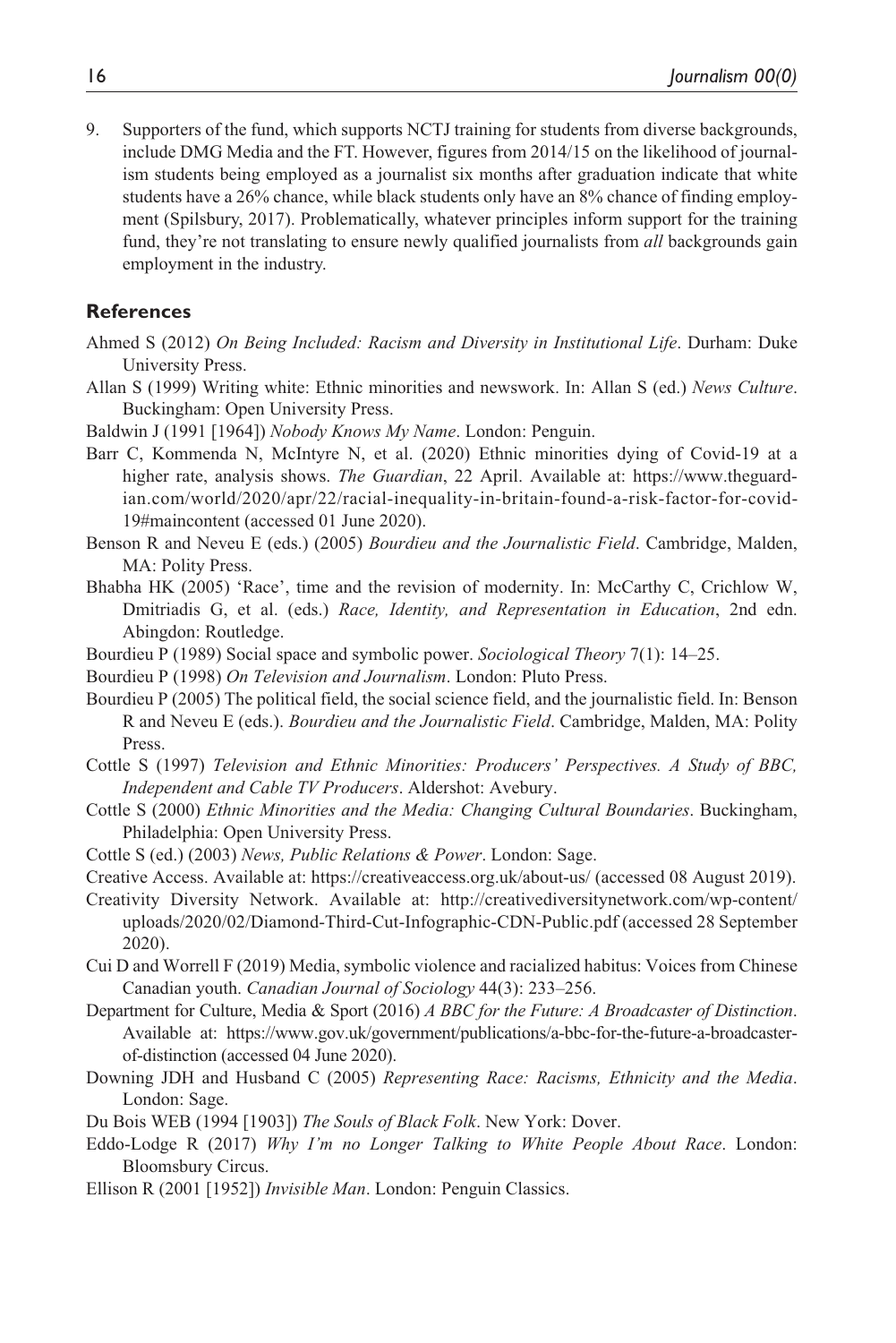9. Supporters of the fund, which supports NCTJ training for students from diverse backgrounds, include DMG Media and the FT. However, figures from 2014/15 on the likelihood of journalism students being employed as a journalist six months after graduation indicate that white students have a 26% chance, while black students only have an 8% chance of finding employment (Spilsbury, 2017). Problematically, whatever principles inform support for the training fund, they're not translating to ensure newly qualified journalists from *all* backgrounds gain employment in the industry.

## References

Ahmed S (2012) *On Being Included: Racism and Diversity in Institutional Life*. Durham: Duke University Press.

Allan S (1999) Writing white: Ethnic minorities and newswork. In: Allan S (ed.) *News Culture*. Buckingham: Open University Press.

Baldwin J (1991 [1964]) *Nobody Knows My Name*. London: Penguin.

Barr C, Kommenda N, McIntyre N, et al. (2020) Ethnic minorities dying of Covid-19 at a higher rate, analysis shows. *The Guardian*, 22 April. Available at: https://www.theguardian.com/world/2020/apr/22/racial-inequality-in-britain-found-a-risk-factor-for-covid-19#maincontent (accessed 01 June 2020).

Benson R and Neveu E (eds.) (2005) *Bourdieu and the Journalistic Field*. Cambridge, Malden, MA: Polity Press.

Bhabha HK (2005) 'Race', time and the revision of modernity. In: McCarthy C, Crichlow W, Dmitriadis G, et al. (eds.) *Race, Identity, and Representation in Education*, 2nd edn. Abingdon: Routledge.

Bourdieu P (1989) Social space and symbolic power. *Sociological Theory* 7(1): 14–25.

Bourdieu P (1998) *On Television and Journalism*. London: Pluto Press.

Bourdieu P (2005) The political field, the social science field, and the journalistic field. In: Benson R and Neveu E (eds.). *Bourdieu and the Journalistic Field*. Cambridge, Malden, MA: Polity Press.

Cottle S (1997) *Television and Ethnic Minorities: Producers' Perspectives. A Study of BBC, Independent and Cable TV Producers*. Aldershot: Avebury.

Cottle S (2000) *Ethnic Minorities and the Media: Changing Cultural Boundaries*. Buckingham, Philadelphia: Open University Press.

Cottle S (ed.) (2003) *News, Public Relations & Power*. London: Sage.

Creative Access. Available at: https://creativeaccess.org.uk/about-us/ (accessed 08 August 2019).

Creativity Diversity Network. Available at: http://creativediversitynetwork.com/wp-content/uploads/2020/02/Diamond-Third-Cut-Infographic-CDN-Public.pdf (accessed 28 September 2020).

Cui D and Worrell F (2019) Media, symbolic violence and racialized habitus: Voices from Chinese Canadian youth. *Canadian Journal of Sociology* 44(3): 233–256.

Department for Culture, Media & Sport (2016) *A BBC for the Future: A Broadcaster of Distinction*. Available at: https://www.gov.uk/government/publications/a-bbc-for-the-future-a-broadcaster-of-distinction (accessed 04 June 2020).

Downing JDH and Husband C (2005) *Representing Race: Racisms, Ethnicity and the Media*. London: Sage.

Du Bois WEB (1994 [1903]) *The Souls of Black Folk*. New York: Dover.

Eddo-Lodge R (2017) *Why I'm no Longer Talking to White People About Race*. London: Bloomsbury Circus.

Ellison R (2001 [1952]) *Invisible Man*. London: Penguin Classics.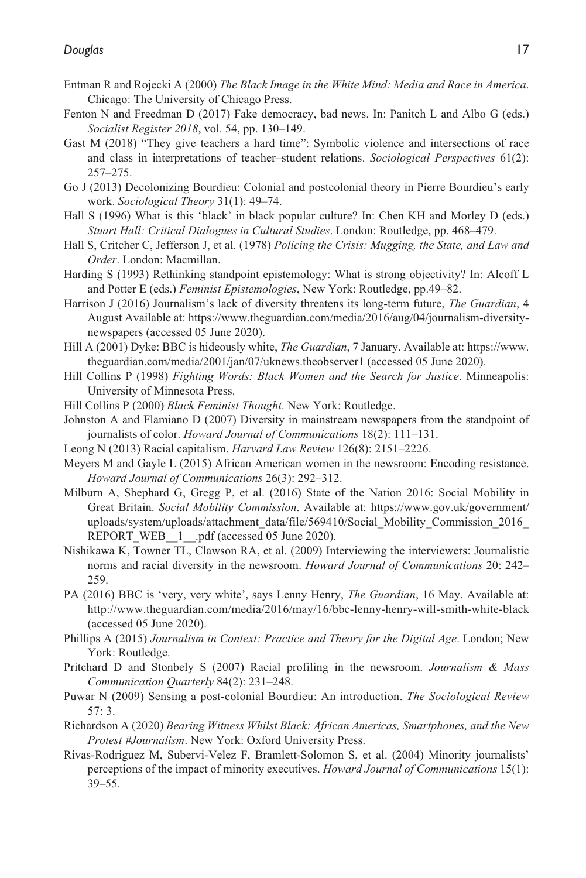Entman R and Rojecki A (2000) *The Black Image in the White Mind: Media and Race in America*. Chicago: The University of Chicago Press.

Fenton N and Freedman D (2017) Fake democracy, bad news. In: Panitch L and Albo G (eds.) *Socialist Register 2018*, vol. 54, pp. 130–149.

Gast M (2018) "They give teachers a hard time": Symbolic violence and intersections of race and class in interpretations of teacher–student relations. *Sociological Perspectives* 61(2): 257–275.

Go J (2013) Decolonizing Bourdieu: Colonial and postcolonial theory in Pierre Bourdieu's early work. *Sociological Theory* 31(1): 49–74.

Hall S (1996) What is this 'black' in black popular culture? In: Chen KH and Morley D (eds.) *Stuart Hall: Critical Dialogues in Cultural Studies*. London: Routledge, pp. 468–479.

Hall S, Critcher C, Jefferson J, et al. (1978) *Policing the Crisis: Mugging, the State, and Law and Order*. London: Macmillan.

Harding S (1993) Rethinking standpoint epistemology: What is strong objectivity? In: Alcoff L and Potter E (eds.) *Feminist Epistemologies*, New York: Routledge, pp.49–82.

Harrison J (2016) Journalism's lack of diversity threatens its long-term future, *The Guardian*, 4 August Available at: https://www.theguardian.com/media/2016/aug/04/journalism-diversity-newspapers (accessed 05 June 2020).

Hill A (2001) Dyke: BBC is hideously white, *The Guardian*, 7 January. Available at: https://www.theguardian.com/media/2001/jan/07/uknews.theobserver1 (accessed 05 June 2020).

Hill Collins P (1998) *Fighting Words: Black Women and the Search for Justice*. Minneapolis: University of Minnesota Press.

Hill Collins P (2000) *Black Feminist Thought*. New York: Routledge.

Johnston A and Flamiano D (2007) Diversity in mainstream newspapers from the standpoint of journalists of color. *Howard Journal of Communications* 18(2): 111–131.

Leong N (2013) Racial capitalism. *Harvard Law Review* 126(8): 2151–2226.

Meyers M and Gayle L (2015) African American women in the newsroom: Encoding resistance. *Howard Journal of Communications* 26(3): 292–312.

Milburn A, Shephard G, Gregg P, et al. (2016) State of the Nation 2016: Social Mobility in Great Britain. *Social Mobility Commission*. Available at: https://www.gov.uk/government/uploads/system/uploads/attachment_data/file/569410/Social_Mobility_Commission_2016_REPORT_WEB__1__.pdf (accessed 05 June 2020).

Nishikawa K, Towner TL, Clawson RA, et al. (2009) Interviewing the interviewers: Journalistic norms and racial diversity in the newsroom. *Howard Journal of Communications* 20: 242–259.

PA (2016) BBC is 'very, very white', says Lenny Henry, *The Guardian*, 16 May. Available at: http://www.theguardian.com/media/2016/may/16/bbc-lenny-henry-will-smith-white-black (accessed 05 June 2020).

Phillips A (2015) *Journalism in Context: Practice and Theory for the Digital Age*. London; New York: Routledge.

Pritchard D and Stonbely S (2007) Racial profiling in the newsroom. *Journalism & Mass Communication Quarterly* 84(2): 231–248.

Puwar N (2009) Sensing a post-colonial Bourdieu: An introduction. *The Sociological Review* 57: 3.

Richardson A (2020) *Bearing Witness Whilst Black: African Americas, Smartphones, and the New Protest #Journalism*. New York: Oxford University Press.

Rivas-Rodriguez M, Subervi-Velez F, Bramlett-Solomon S, et al. (2004) Minority journalists' perceptions of the impact of minority executives. *Howard Journal of Communications* 15(1): 39–55.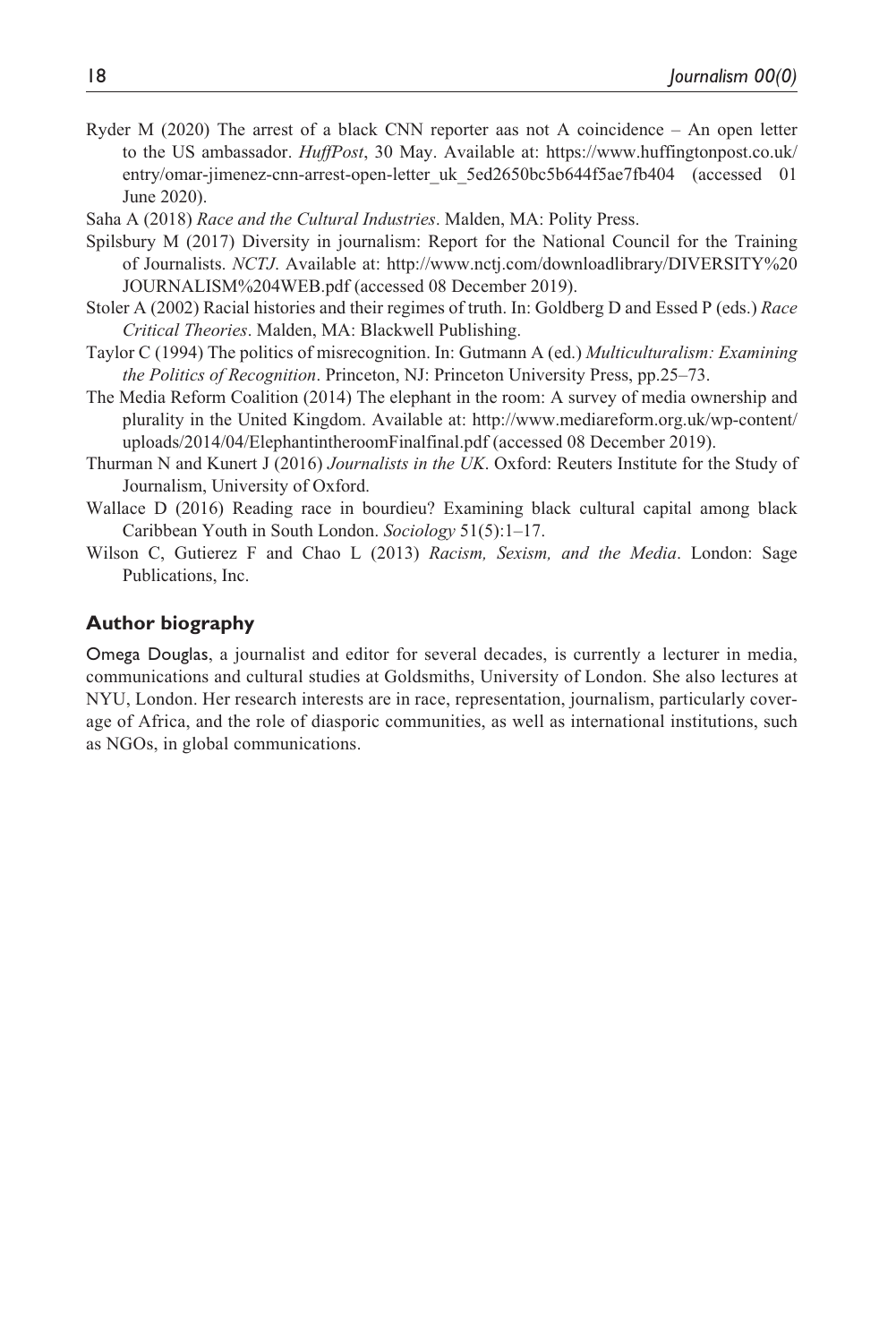Ryder M (2020) The arrest of a black CNN reporter aas not A coincidence – An open letter to the US ambassador. *HuffPost*, 30 May. Available at: https://www.huffingtonpost.co.uk/entry/omar-jimenez-cnn-arrest-open-letter_uk_5ed2650bc5b644f5ae7fb404 (accessed 01 June 2020).

Saha A (2018) *Race and the Cultural Industries*. Malden, MA: Polity Press.

Spilsbury M (2017) Diversity in journalism: Report for the National Council for the Training of Journalists. *NCTJ*. Available at: http://www.nctj.com/downloadlibrary/DIVERSITY%20JOURNALISM%204WEB.pdf (accessed 08 December 2019).

Stoler A (2002) Racial histories and their regimes of truth. In: Goldberg D and Essed P (eds.) *Race Critical Theories*. Malden, MA: Blackwell Publishing.

Taylor C (1994) The politics of misrecognition. In: Gutmann A (ed.) *Multiculturalism: Examining the Politics of Recognition*. Princeton, NJ: Princeton University Press, pp.25–73.

The Media Reform Coalition (2014) The elephant in the room: A survey of media ownership and plurality in the United Kingdom. Available at: http://www.mediareform.org.uk/wp-content/uploads/2014/04/ElephantintheroomFinalfinal.pdf (accessed 08 December 2019).

Thurman N and Kunert J (2016) *Journalists in the UK*. Oxford: Reuters Institute for the Study of Journalism, University of Oxford.

Wallace D (2016) Reading race in bourdieu? Examining black cultural capital among black Caribbean Youth in South London. *Sociology* 51(5):1–17.

Wilson C, Gutierez F and Chao L (2013) *Racism, Sexism, and the Media*. London: Sage Publications, Inc.

## Author biography

Omega Douglas, a journalist and editor for several decades, is currently a lecturer in media, communications and cultural studies at Goldsmiths, University of London. She also lectures at NYU, London. Her research interests are in race, representation, journalism, particularly coverage of Africa, and the role of diasporic communities, as well as international institutions, such as NGOs, in global communications.